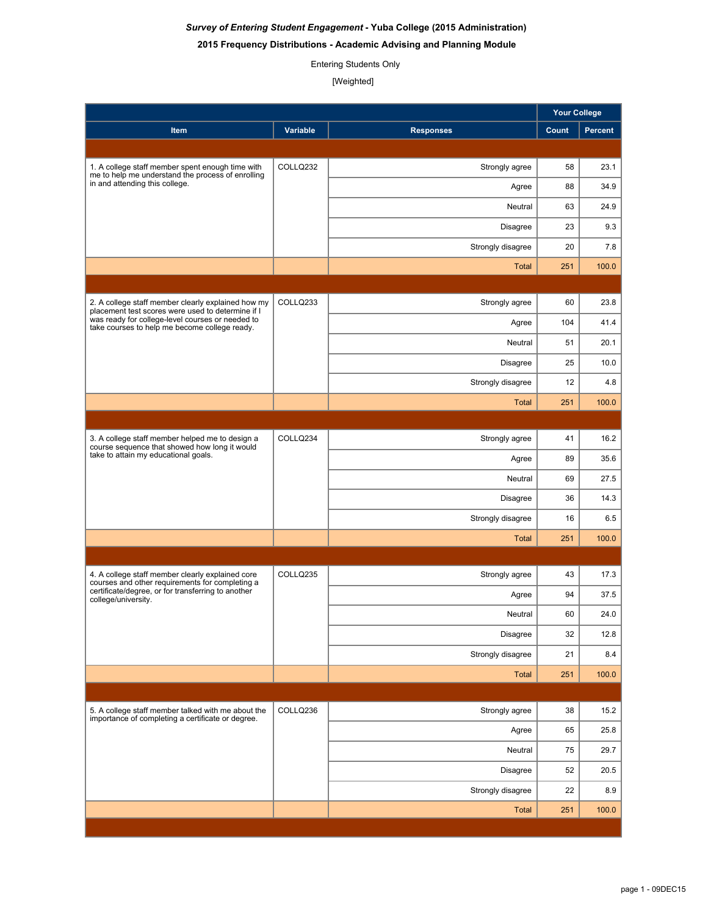***Survey of Entering Student Engagement* - Yuba College (2015 Administration)**

**2015 Frequency Distributions - Academic Advising and Planning Module**

Entering Students Only

[Weighted]

| Item | Variable | Responses | Your College Count | Your College Percent |
|---|---|---|---|---|
| 1. A college staff member spent enough time with me to help me understand the process of enrolling in and attending this college. | COLLQ232 | Strongly agree | 58 | 23.1 |
| | | Agree | 88 | 34.9 |
| | | Neutral | 63 | 24.9 |
| | | Disagree | 23 | 9.3 |
| | | Strongly disagree | 20 | 7.8 |
| | | Total | 251 | 100.0 |
| 2. A college staff member clearly explained how my placement test scores were used to determine if I was ready for college-level courses or needed to take courses to help me become college ready. | COLLQ233 | Strongly agree | 60 | 23.8 |
| | | Agree | 104 | 41.4 |
| | | Neutral | 51 | 20.1 |
| | | Disagree | 25 | 10.0 |
| | | Strongly disagree | 12 | 4.8 |
| | | Total | 251 | 100.0 |
| 3. A college staff member helped me to design a course sequence that showed how long it would take to attain my educational goals. | COLLQ234 | Strongly agree | 41 | 16.2 |
| | | Agree | 89 | 35.6 |
| | | Neutral | 69 | 27.5 |
| | | Disagree | 36 | 14.3 |
| | | Strongly disagree | 16 | 6.5 |
| | | Total | 251 | 100.0 |
| 4. A college staff member clearly explained core courses and other requirements for completing a certificate/degree, or for transferring to another college/university. | COLLQ235 | Strongly agree | 43 | 17.3 |
| | | Agree | 94 | 37.5 |
| | | Neutral | 60 | 24.0 |
| | | Disagree | 32 | 12.8 |
| | | Strongly disagree | 21 | 8.4 |
| | | Total | 251 | 100.0 |
| 5. A college staff member talked with me about the importance of completing a certificate or degree. | COLLQ236 | Strongly agree | 38 | 15.2 |
| | | Agree | 65 | 25.8 |
| | | Neutral | 75 | 29.7 |
| | | Disagree | 52 | 20.5 |
| | | Strongly disagree | 22 | 8.9 |
| | | Total | 251 | 100.0 |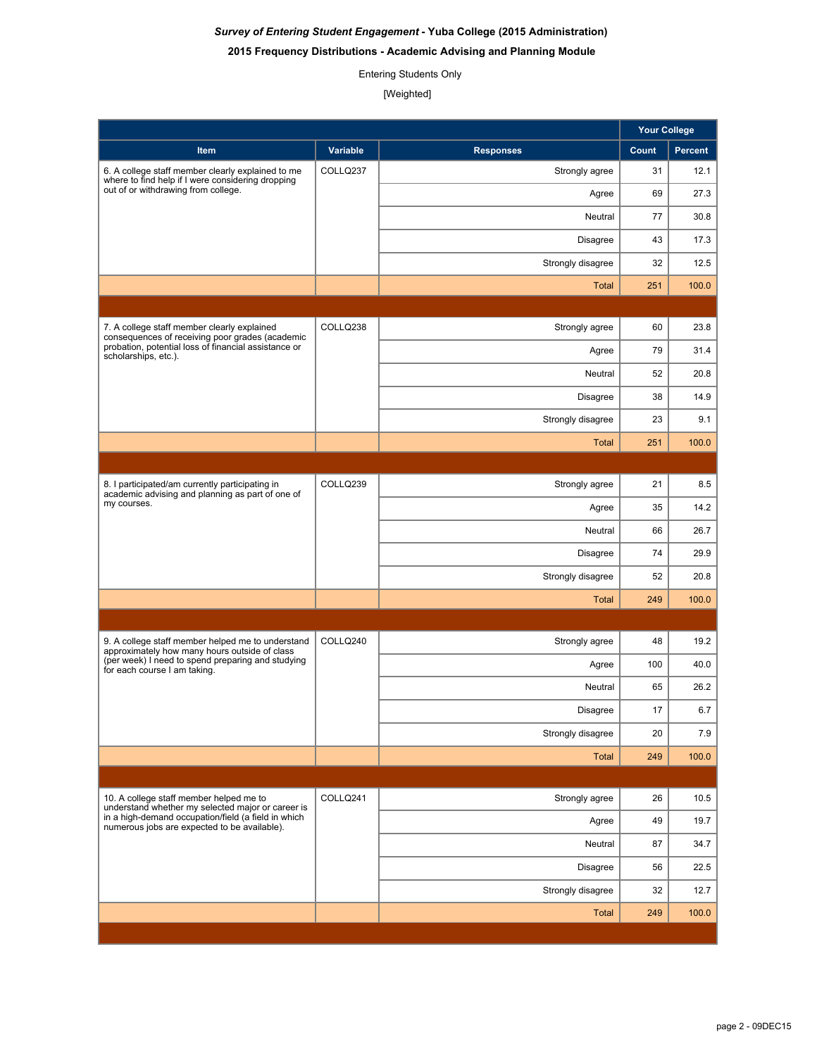***Survey of Entering Student Engagement* - Yuba College (2015 Administration)**

**2015 Frequency Distributions - Academic Advising and Planning Module**

Entering Students Only

[Weighted]

| Item | Variable | Responses | Your College Count | Your College Percent |
|---|---|---|---|---|
| 6. A college staff member clearly explained to me where to find help if I were considering dropping out of or withdrawing from college. | COLLQ237 | Strongly agree | 31 | 12.1 |
| | | Agree | 69 | 27.3 |
| | | Neutral | 77 | 30.8 |
| | | Disagree | 43 | 17.3 |
| | | Strongly disagree | 32 | 12.5 |
| | | Total | 251 | 100.0 |
| 7. A college staff member clearly explained consequences of receiving poor grades (academic probation, potential loss of financial assistance or scholarships, etc.). | COLLQ238 | Strongly agree | 60 | 23.8 |
| | | Agree | 79 | 31.4 |
| | | Neutral | 52 | 20.8 |
| | | Disagree | 38 | 14.9 |
| | | Strongly disagree | 23 | 9.1 |
| | | Total | 251 | 100.0 |
| 8. I participated/am currently participating in academic advising and planning as part of one of my courses. | COLLQ239 | Strongly agree | 21 | 8.5 |
| | | Agree | 35 | 14.2 |
| | | Neutral | 66 | 26.7 |
| | | Disagree | 74 | 29.9 |
| | | Strongly disagree | 52 | 20.8 |
| | | Total | 249 | 100.0 |
| 9. A college staff member helped me to understand approximately how many hours outside of class (per week) I need to spend preparing and studying for each course I am taking. | COLLQ240 | Strongly agree | 48 | 19.2 |
| | | Agree | 100 | 40.0 |
| | | Neutral | 65 | 26.2 |
| | | Disagree | 17 | 6.7 |
| | | Strongly disagree | 20 | 7.9 |
| | | Total | 249 | 100.0 |
| 10. A college staff member helped me to understand whether my selected major or career is in a high-demand occupation/field (a field in which numerous jobs are expected to be available). | COLLQ241 | Strongly agree | 26 | 10.5 |
| | | Agree | 49 | 19.7 |
| | | Neutral | 87 | 34.7 |
| | | Disagree | 56 | 22.5 |
| | | Strongly disagree | 32 | 12.7 |
| | | Total | 249 | 100.0 |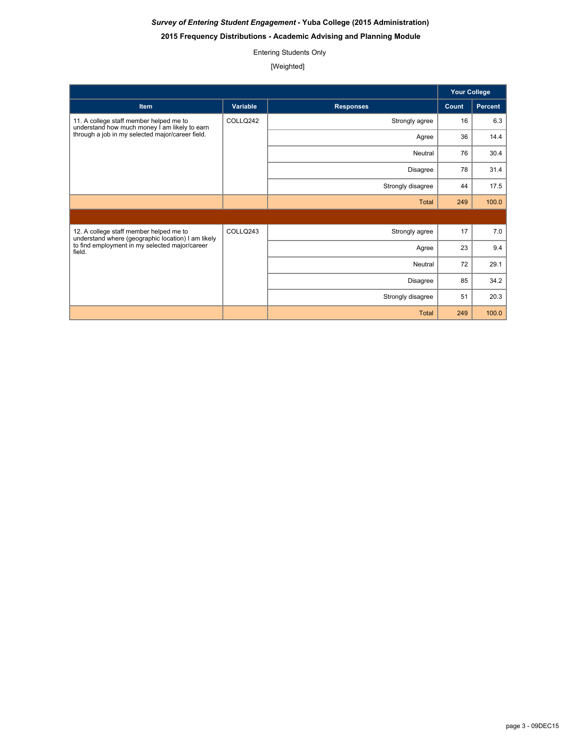***Survey of Entering Student Engagement* - Yuba College (2015 Administration)**

**2015 Frequency Distributions - Academic Advising and Planning Module**

Entering Students Only

[Weighted]

| | | | Your College | |
|---|---|---|---|---|
| **Item** | **Variable** | **Responses** | **Count** | **Percent** |
| 11. A college staff member helped me to understand how much money I am likely to earn through a job in my selected major/career field. | COLLQ242 | Strongly agree | 16 | 6.3 |
| | | Agree | 36 | 14.4 |
| | | Neutral | 76 | 30.4 |
| | | Disagree | 78 | 31.4 |
| | | Strongly disagree | 44 | 17.5 |
| | | Total | 249 | 100.0 |
| | | | | |
| 12. A college staff member helped me to understand where (geographic location) I am likely to find employment in my selected major/career field. | COLLQ243 | Strongly agree | 17 | 7.0 |
| | | Agree | 23 | 9.4 |
| | | Neutral | 72 | 29.1 |
| | | Disagree | 85 | 34.2 |
| | | Strongly disagree | 51 | 20.3 |
| | | Total | 249 | 100.0 |